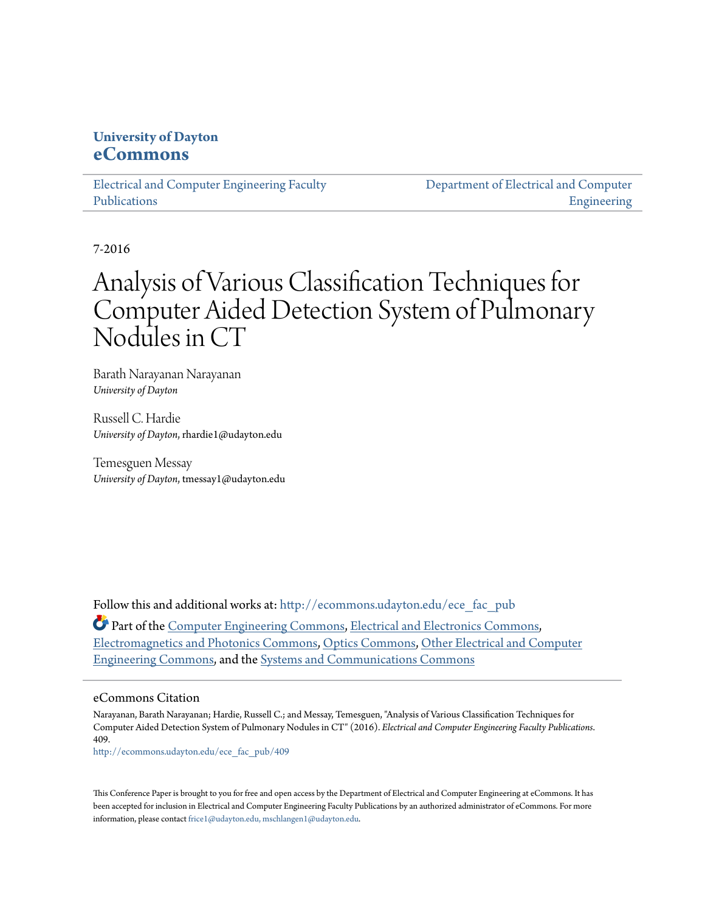**University of Dayton**
**eCommons**

Electrical and Computer Engineering Faculty Publications

Department of Electrical and Computer Engineering

7-2016

# Analysis of Various Classification Techniques for Computer Aided Detection System of Pulmonary Nodules in CT

Barath Narayanan Narayanan
*University of Dayton*

Russell C. Hardie
*University of Dayton*, rhardie1@udayton.edu

Temesguen Messay
*University of Dayton*, tmessay1@udayton.edu

Follow this and additional works at: http://ecommons.udayton.edu/ece_fac_pub

Part of the Computer Engineering Commons, Electrical and Electronics Commons, Electromagnetics and Photonics Commons, Optics Commons, Other Electrical and Computer Engineering Commons, and the Systems and Communications Commons

## eCommons Citation

Narayanan, Barath Narayanan; Hardie, Russell C.; and Messay, Temesguen, "Analysis of Various Classification Techniques for Computer Aided Detection System of Pulmonary Nodules in CT" (2016). *Electrical and Computer Engineering Faculty Publications*. 409.
http://ecommons.udayton.edu/ece_fac_pub/409

This Conference Paper is brought to you for free and open access by the Department of Electrical and Computer Engineering at eCommons. It has been accepted for inclusion in Electrical and Computer Engineering Faculty Publications by an authorized administrator of eCommons. For more information, please contact frice1@udayton.edu, mschlangen1@udayton.edu.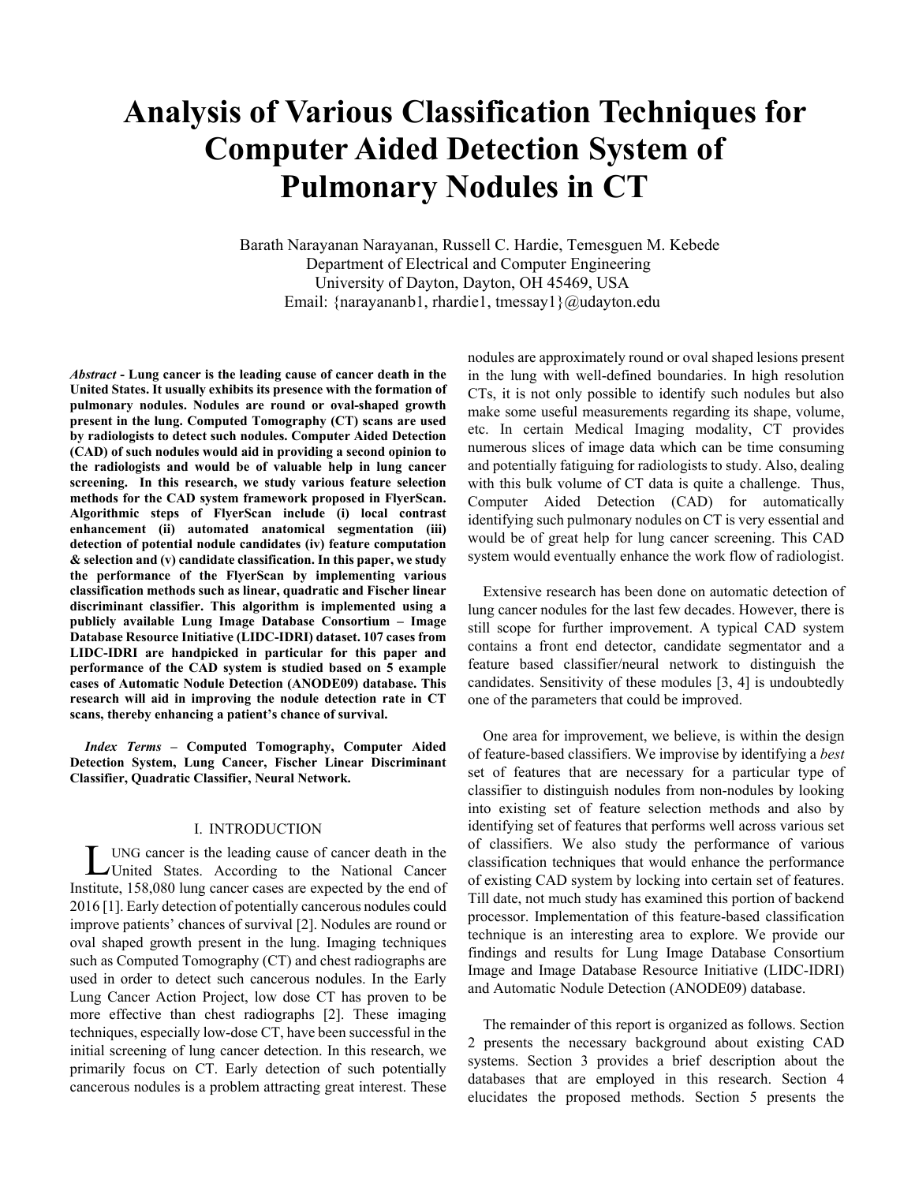# Analysis of Various Classification Techniques for Computer Aided Detection System of Pulmonary Nodules in CT

Barath Narayanan Narayanan, Russell C. Hardie, Temesguen M. Kebede
Department of Electrical and Computer Engineering
University of Dayton, Dayton, OH 45469, USA
Email: {narayananb1, rhardie1, tmessay1}@udayton.edu

***Abstract* - Lung cancer is the leading cause of cancer death in the United States. It usually exhibits its presence with the formation of pulmonary nodules. Nodules are round or oval-shaped growth present in the lung. Computed Tomography (CT) scans are used by radiologists to detect such nodules. Computer Aided Detection (CAD) of such nodules would aid in providing a second opinion to the radiologists and would be of valuable help in lung cancer screening. In this research, we study various feature selection methods for the CAD system framework proposed in FlyerScan. Algorithmic steps of FlyerScan include (i) local contrast enhancement (ii) automated anatomical segmentation (iii) detection of potential nodule candidates (iv) feature computation & selection and (v) candidate classification. In this paper, we study the performance of the FlyerScan by implementing various classification methods such as linear, quadratic and Fischer linear discriminant classifier. This algorithm is implemented using a publicly available Lung Image Database Consortium – Image Database Resource Initiative (LIDC-IDRI) dataset. 107 cases from LIDC-IDRI are handpicked in particular for this paper and performance of the CAD system is studied based on 5 example cases of Automatic Nodule Detection (ANODE09) database. This research will aid in improving the nodule detection rate in CT scans, thereby enhancing a patient's chance of survival.**

***Index Terms* – Computed Tomography, Computer Aided Detection System, Lung Cancer, Fischer Linear Discriminant Classifier, Quadratic Classifier, Neural Network.**

## I. INTRODUCTION

Lung cancer is the leading cause of cancer death in the United States. According to the National Cancer Institute, 158,080 lung cancer cases are expected by the end of 2016 [1]. Early detection of potentially cancerous nodules could improve patients' chances of survival [2]. Nodules are round or oval shaped growth present in the lung. Imaging techniques such as Computed Tomography (CT) and chest radiographs are used in order to detect such cancerous nodules. In the Early Lung Cancer Action Project, low dose CT has proven to be more effective than chest radiographs [2]. These imaging techniques, especially low-dose CT, have been successful in the initial screening of lung cancer detection. In this research, we primarily focus on CT. Early detection of such potentially cancerous nodules is a problem attracting great interest. These nodules are approximately round or oval shaped lesions present in the lung with well-defined boundaries. In high resolution CTs, it is not only possible to identify such nodules but also make some useful measurements regarding its shape, volume, etc. In certain Medical Imaging modality, CT provides numerous slices of image data which can be time consuming and potentially fatiguing for radiologists to study. Also, dealing with this bulk volume of CT data is quite a challenge. Thus, Computer Aided Detection (CAD) for automatically identifying such pulmonary nodules on CT is very essential and would be of great help for lung cancer screening. This CAD system would eventually enhance the work flow of radiologist.

Extensive research has been done on automatic detection of lung cancer nodules for the last few decades. However, there is still scope for further improvement. A typical CAD system contains a front end detector, candidate segmentator and a feature based classifier/neural network to distinguish the candidates. Sensitivity of these modules [3, 4] is undoubtedly one of the parameters that could be improved.

One area for improvement, we believe, is within the design of feature-based classifiers. We improvise by identifying a *best* set of features that are necessary for a particular type of classifier to distinguish nodules from non-nodules by looking into existing set of feature selection methods and also by identifying set of features that performs well across various set of classifiers. We also study the performance of various classification techniques that would enhance the performance of existing CAD system by locking into certain set of features. Till date, not much study has examined this portion of backend processor. Implementation of this feature-based classification technique is an interesting area to explore. We provide our findings and results for Lung Image Database Consortium Image and Image Database Resource Initiative (LIDC-IDRI) and Automatic Nodule Detection (ANODE09) database.

The remainder of this report is organized as follows. Section 2 presents the necessary background about existing CAD systems. Section 3 provides a brief description about the databases that are employed in this research. Section 4 elucidates the proposed methods. Section 5 presents the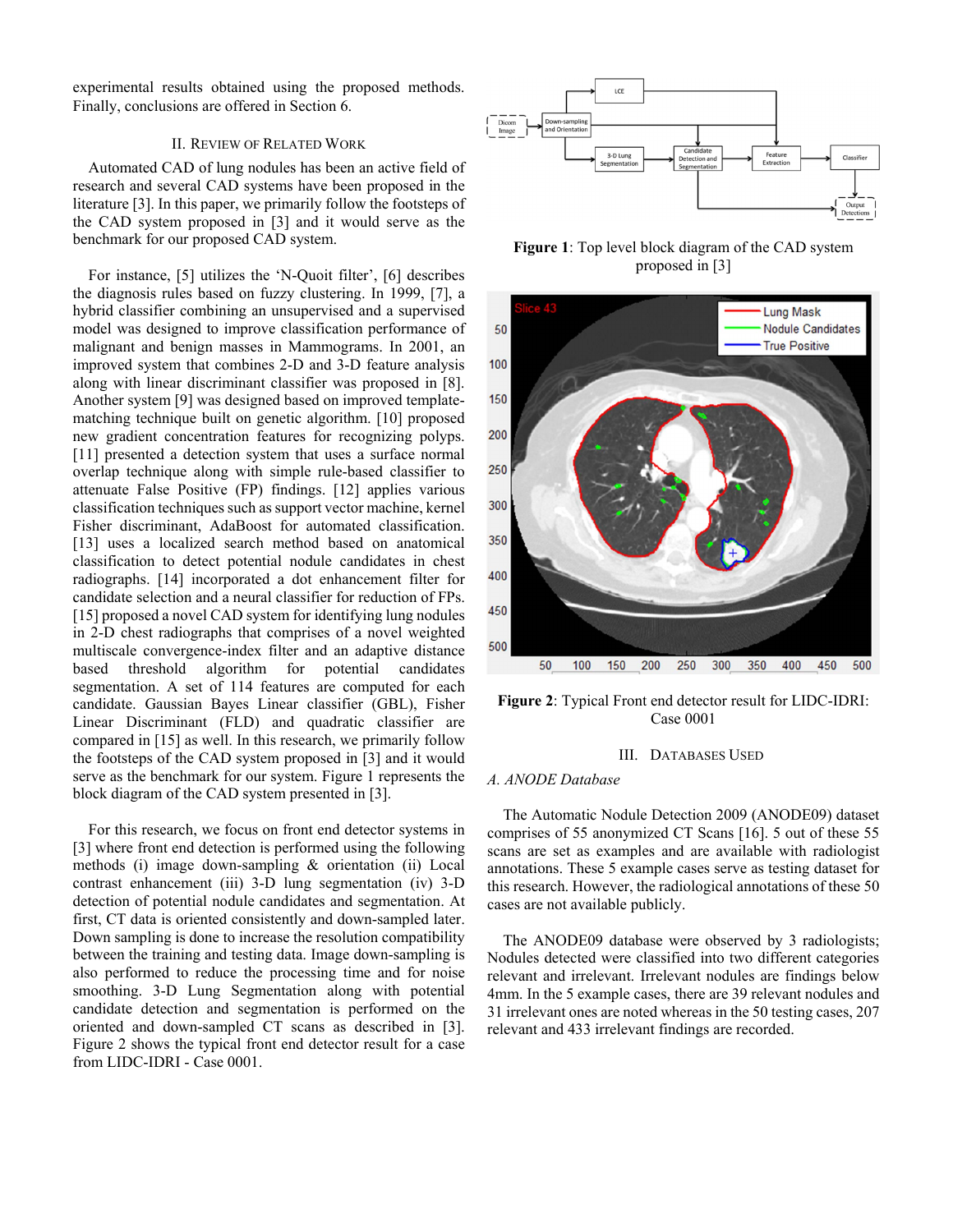experimental results obtained using the proposed methods. Finally, conclusions are offered in Section 6.

## II. Review of Related Work

Automated CAD of lung nodules has been an active field of research and several CAD systems have been proposed in the literature [3]. In this paper, we primarily follow the footsteps of the CAD system proposed in [3] and it would serve as the benchmark for our proposed CAD system.

For instance, [5] utilizes the 'N-Quoit filter', [6] describes the diagnosis rules based on fuzzy clustering. In 1999, [7], a hybrid classifier combining an unsupervised and a supervised model was designed to improve classification performance of malignant and benign masses in Mammograms. In 2001, an improved system that combines 2-D and 3-D feature analysis along with linear discriminant classifier was proposed in [8]. Another system [9] was designed based on improved template-matching technique built on genetic algorithm. [10] proposed new gradient concentration features for recognizing polyps. [11] presented a detection system that uses a surface normal overlap technique along with simple rule-based classifier to attenuate False Positive (FP) findings. [12] applies various classification techniques such as support vector machine, kernel Fisher discriminant, AdaBoost for automated classification. [13] uses a localized search method based on anatomical classification to detect potential nodule candidates in chest radiographs. [14] incorporated a dot enhancement filter for candidate selection and a neural classifier for reduction of FPs. [15] proposed a novel CAD system for identifying lung nodules in 2-D chest radiographs that comprises of a novel weighted multiscale convergence-index filter and an adaptive distance based threshold algorithm for potential candidates segmentation. A set of 114 features are computed for each candidate. Gaussian Bayes Linear classifier (GBL), Fisher Linear Discriminant (FLD) and quadratic classifier are compared in [15] as well. In this research, we primarily follow the footsteps of the CAD system proposed in [3] and it would serve as the benchmark for our system. Figure 1 represents the block diagram of the CAD system presented in [3].

For this research, we focus on front end detector systems in [3] where front end detection is performed using the following methods (i) image down-sampling & orientation (ii) Local contrast enhancement (iii) 3-D lung segmentation (iv) 3-D detection of potential nodule candidates and segmentation. At first, CT data is oriented consistently and down-sampled later. Down sampling is done to increase the resolution compatibility between the training and testing data. Image down-sampling is also performed to reduce the processing time and for noise smoothing. 3-D Lung Segmentation along with potential candidate detection and segmentation is performed on the oriented and down-sampled CT scans as described in [3]. Figure 2 shows the typical front end detector result for a case from LIDC-IDRI - Case 0001.

**Figure 1**: Top level block diagram of the CAD system proposed in [3]

**Figure 2**: Typical Front end detector result for LIDC-IDRI: Case 0001

## III. Databases Used

### *A. ANODE Database*

The Automatic Nodule Detection 2009 (ANODE09) dataset comprises of 55 anonymized CT Scans [16]. 5 out of these 55 scans are set as examples and are available with radiologist annotations. These 5 example cases serve as testing dataset for this research. However, the radiological annotations of these 50 cases are not available publicly.

The ANODE09 database were observed by 3 radiologists; Nodules detected were classified into two different categories relevant and irrelevant. Irrelevant nodules are findings below 4mm. In the 5 example cases, there are 39 relevant nodules and 31 irrelevant ones are noted whereas in the 50 testing cases, 207 relevant and 433 irrelevant findings are recorded.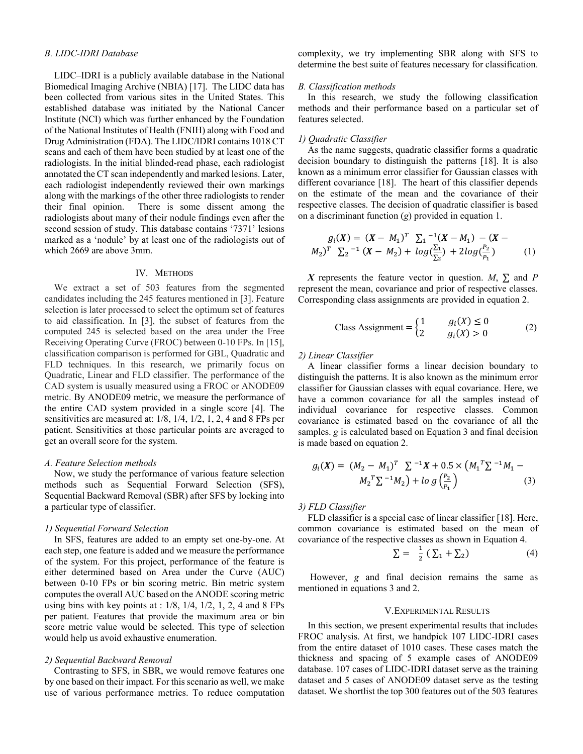### B. LIDC-IDRI Database

LIDC–IDRI is a publicly available database in the National Biomedical Imaging Archive (NBIA) [17]. The LIDC data has been collected from various sites in the United States. This established database was initiated by the National Cancer Institute (NCI) which was further enhanced by the Foundation of the National Institutes of Health (FNIH) along with Food and Drug Administration (FDA). The LIDC/IDRI contains 1018 CT scans and each of them have been studied by at least one of the radiologists. In the initial blinded-read phase, each radiologist annotated the CT scan independently and marked lesions. Later, each radiologist independently reviewed their own markings along with the markings of the other three radiologists to render their final opinion. There is some dissent among the radiologists about many of their nodule findings even after the second session of study. This database contains '7371' lesions marked as a 'nodule' by at least one of the radiologists out of which 2669 are above 3mm.

## IV. Methods

We extract a set of 503 features from the segmented candidates including the 245 features mentioned in [3]. Feature selection is later processed to select the optimum set of features to aid classification. In [3], the subset of features from the computed 245 is selected based on the area under the Free Receiving Operating Curve (FROC) between 0-10 FPs. In [15], classification comparison is performed for GBL, Quadratic and FLD techniques. In this research, we primarily focus on Quadratic, Linear and FLD classifier. The performance of the CAD system is usually measured using a FROC or ANODE09 metric. By ANODE09 metric, we measure the performance of the entire CAD system provided in a single score [4]. The sensitivities are measured at: 1/8, 1/4, 1/2, 1, 2, 4 and 8 FPs per patient. Sensitivities at those particular points are averaged to get an overall score for the system.

### A. Feature Selection methods

Now, we study the performance of various feature selection methods such as Sequential Forward Selection (SFS), Sequential Backward Removal (SBR) after SFS by locking into a particular type of classifier.

#### 1) Sequential Forward Selection

In SFS, features are added to an empty set one-by-one. At each step, one feature is added and we measure the performance of the system. For this project, performance of the feature is either determined based on Area under the Curve (AUC) between 0-10 FPs or bin scoring metric. Bin metric system computes the overall AUC based on the ANODE scoring metric using bins with key points at : 1/8, 1/4, 1/2, 1, 2, 4 and 8 FPs per patient. Features that provide the maximum area or bin score metric value would be selected. This type of selection would help us avoid exhaustive enumeration.

#### 2) Sequential Backward Removal

Contrasting to SFS, in SBR, we would remove features one by one based on their impact. For this scenario as well, we make use of various performance metrics. To reduce computation complexity, we try implementing SBR along with SFS to determine the best suite of features necessary for classification.

### B. Classification methods

In this research, we study the following classification methods and their performance based on a particular set of features selected.

#### 1) Quadratic Classifier

As the name suggests, quadratic classifier forms a quadratic decision boundary to distinguish the patterns [18]. It is also known as a minimum error classifier for Gaussian classes with different covariance [18]. The heart of this classifier depends on the estimate of the mean and the covariance of their respective classes. The decision of quadratic classifier is based on a discriminant function (*g*) provided in equation 1.

$$g_i(\boldsymbol{X}) = (\boldsymbol{X} - M_1)^T \textstyle\sum_1{}^{-1}(\boldsymbol{X} - M_1) - (\boldsymbol{X} - M_2)^T \textstyle\sum_2{}^{-1}(\boldsymbol{X} - M_2) + log(\frac{\sum_1}{\sum_2}) + 2log(\frac{P_2}{P_1}) \quad (1)$$

$\boldsymbol{X}$ represents the feature vector in question. $M$, $\sum$ and $P$ represent the mean, covariance and prior of respective classes. Corresponding class assignments are provided in equation 2.

$$\text{Class Assignment} = \begin{cases} 1 & g_i(X) \leq 0 \\ 2 & g_i(X) > 0 \end{cases} \quad (2)$$

#### 2) Linear Classifier

A linear classifier forms a linear decision boundary to distinguish the patterns. It is also known as the minimum error classifier for Gaussian classes with equal covariance. Here, we have a common covariance for all the samples instead of individual covariance for respective classes. Common covariance is estimated based on the covariance of all the samples. *g* is calculated based on Equation 3 and final decision is made based on equation 2.

$$g_i(\boldsymbol{X}) = (M_2 - M_1)^T \textstyle\sum^{-1}\boldsymbol{X} + 0.5 \times \left(M_1{}^T\textstyle\sum^{-1}M_1 - M_2{}^T\textstyle\sum^{-1}M_2\right) + log\left(\frac{P_2}{P_1}\right) \quad (3)$$

#### 3) FLD Classifier

FLD classifier is a special case of linear classifier [18]. Here, common covariance is estimated based on the mean of covariance of the respective classes as shown in Equation 4.

$$\textstyle\sum = \frac{1}{2}\left(\sum_1 + \sum_2\right) \quad (4)$$

However, *g* and final decision remains the same as mentioned in equations 3 and 2.

## V. Experimental Results

In this section, we present experimental results that includes FROC analysis. At first, we handpick 107 LIDC-IDRI cases from the entire dataset of 1010 cases. These cases match the thickness and spacing of 5 example cases of ANODE09 database. 107 cases of LIDC-IDRI dataset serve as the training dataset and 5 cases of ANODE09 dataset serve as the testing dataset. We shortlist the top 300 features out of the 503 features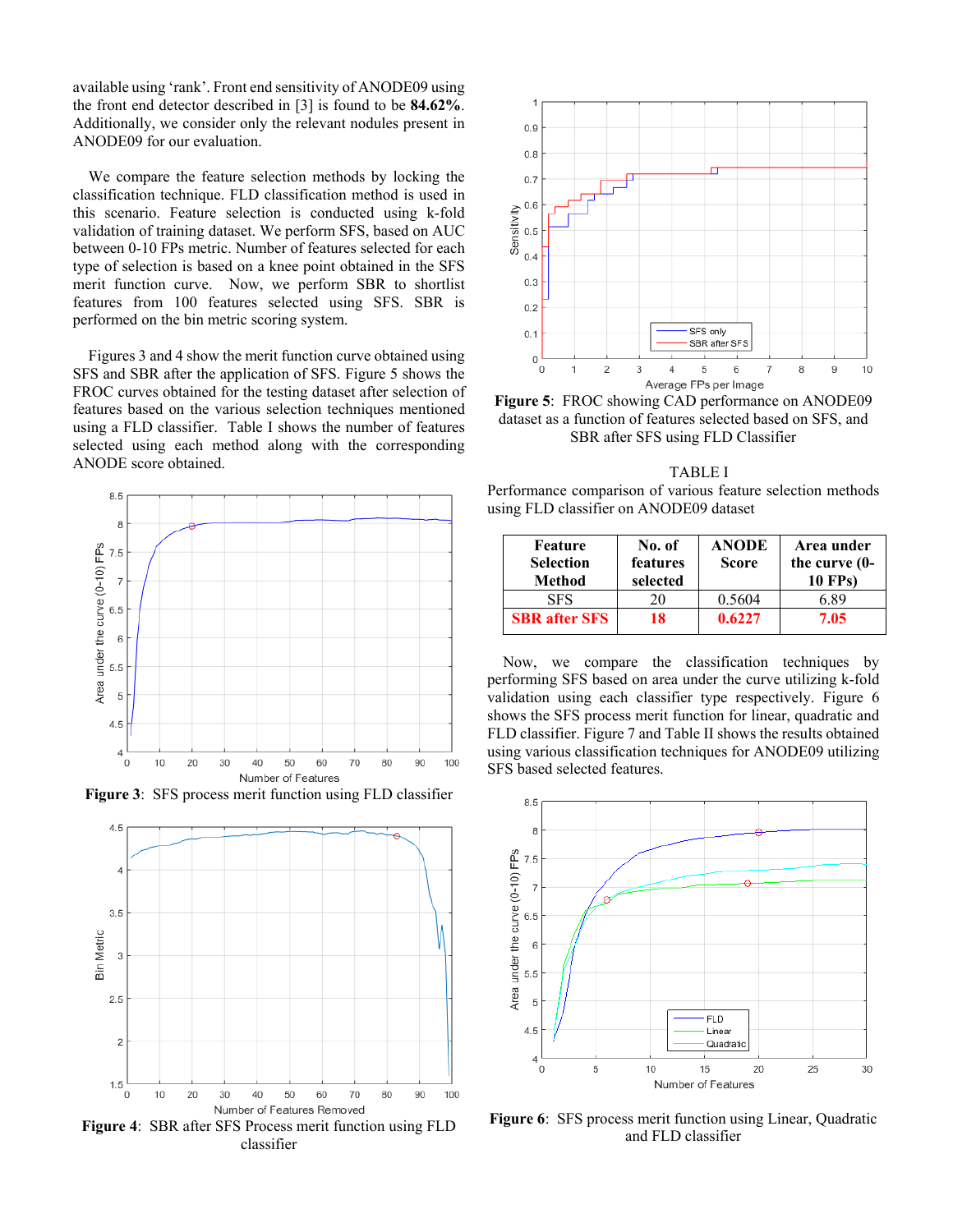available using 'rank'. Front end sensitivity of ANODE09 using the front end detector described in [3] is found to be **84.62%**. Additionally, we consider only the relevant nodules present in ANODE09 for our evaluation.

We compare the feature selection methods by locking the classification technique. FLD classification method is used in this scenario. Feature selection is conducted using k-fold validation of training dataset. We perform SFS, based on AUC between 0-10 FPs metric. Number of features selected for each type of selection is based on a knee point obtained in the SFS merit function curve. Now, we perform SBR to shortlist features from 100 features selected using SFS. SBR is performed on the bin metric scoring system.

Figures 3 and 4 show the merit function curve obtained using SFS and SBR after the application of SFS. Figure 5 shows the FROC curves obtained for the testing dataset after selection of features based on the various selection techniques mentioned using a FLD classifier. Table I shows the number of features selected using each method along with the corresponding ANODE score obtained.

**Figure 3**: SFS process merit function using FLD classifier

**Figure 4**: SBR after SFS Process merit function using FLD classifier

**Figure 5**: FROC showing CAD performance on ANODE09 dataset as a function of features selected based on SFS, and SBR after SFS using FLD Classifier

TABLE I

Performance comparison of various feature selection methods using FLD classifier on ANODE09 dataset

| Feature Selection Method | No. of features selected | ANODE Score | Area under the curve (0-10 FPs) |
|---|---|---|---|
| SFS | 20 | 0.5604 | 6.89 |
| **SBR after SFS** | **18** | **0.6227** | **7.05** |

Now, we compare the classification techniques by performing SFS based on area under the curve utilizing k-fold validation using each classifier type respectively. Figure 6 shows the SFS process merit function for linear, quadratic and FLD classifier. Figure 7 and Table II shows the results obtained using various classification techniques for ANODE09 utilizing SFS based selected features.

**Figure 6**: SFS process merit function using Linear, Quadratic and FLD classifier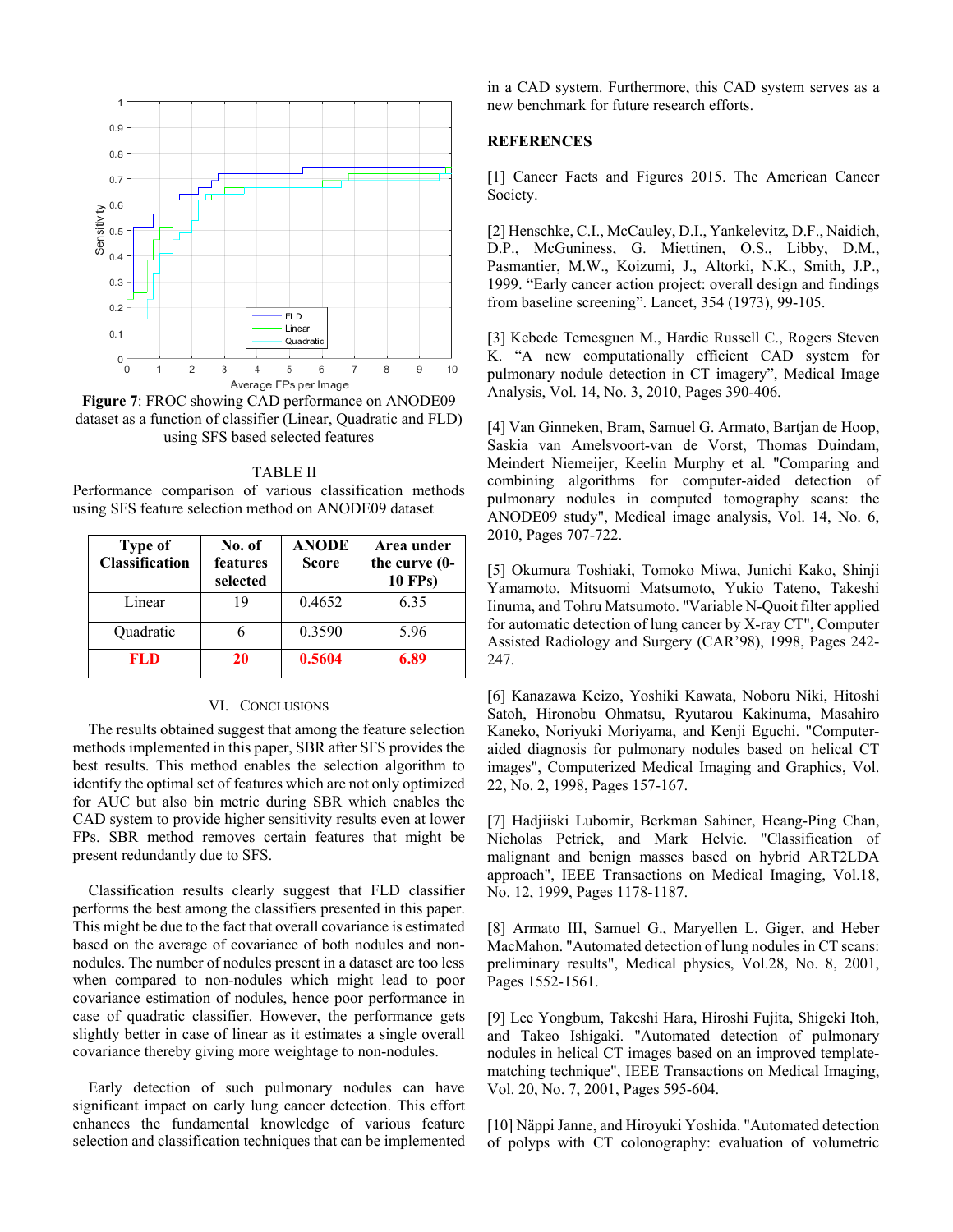Figure 7: FROC showing CAD performance on ANODE09 dataset as a function of classifier (Linear, Quadratic and FLD) using SFS based selected features

TABLE II

Performance comparison of various classification methods using SFS feature selection method on ANODE09 dataset

| Type of Classification | No. of features selected | ANODE Score | Area under the curve (0-10 FPs) |
|---|---|---|---|
| Linear | 19 | 0.4652 | 6.35 |
| Quadratic | 6 | 0.3590 | 5.96 |
| **FLD** | **20** | **0.5604** | **6.89** |

## VI. Conclusions

The results obtained suggest that among the feature selection methods implemented in this paper, SBR after SFS provides the best results. This method enables the selection algorithm to identify the optimal set of features which are not only optimized for AUC but also bin metric during SBR which enables the CAD system to provide higher sensitivity results even at lower FPs. SBR method removes certain features that might be present redundantly due to SFS.

Classification results clearly suggest that FLD classifier performs the best among the classifiers presented in this paper. This might be due to the fact that overall covariance is estimated based on the average of covariance of both nodules and non-nodules. The number of nodules present in a dataset are too less when compared to non-nodules which might lead to poor covariance estimation of nodules, hence poor performance in case of quadratic classifier. However, the performance gets slightly better in case of linear as it estimates a single overall covariance thereby giving more weightage to non-nodules.

Early detection of such pulmonary nodules can have significant impact on early lung cancer detection. This effort enhances the fundamental knowledge of various feature selection and classification techniques that can be implemented in a CAD system. Furthermore, this CAD system serves as a new benchmark for future research efforts.

## References

[1] Cancer Facts and Figures 2015. The American Cancer Society.

[2] Henschke, C.I., McCauley, D.I., Yankelevitz, D.F., Naidich, D.P., McGuniness, G. Miettinen, O.S., Libby, D.M., Pasmantier, M.W., Koizumi, J., Altorki, N.K., Smith, J.P., 1999. "Early cancer action project: overall design and findings from baseline screening". Lancet, 354 (1973), 99-105.

[3] Kebede Temesguen M., Hardie Russell C., Rogers Steven K. "A new computationally efficient CAD system for pulmonary nodule detection in CT imagery", Medical Image Analysis, Vol. 14, No. 3, 2010, Pages 390-406.

[4] Van Ginneken, Bram, Samuel G. Armato, Bartjan de Hoop, Saskia van Amelsvoort-van de Vorst, Thomas Duindam, Meindert Niemeijer, Keelin Murphy et al. "Comparing and combining algorithms for computer-aided detection of pulmonary nodules in computed tomography scans: the ANODE09 study", Medical image analysis, Vol. 14, No. 6, 2010, Pages 707-722.

[5] Okumura Toshiaki, Tomoko Miwa, Junichi Kako, Shinji Yamamoto, Mitsuomi Matsumoto, Yukio Tateno, Takeshi Iinuma, and Tohru Matsumoto. "Variable N-Quoit filter applied for automatic detection of lung cancer by X-ray CT", Computer Assisted Radiology and Surgery (CAR'98), 1998, Pages 242-247.

[6] Kanazawa Keizo, Yoshiki Kawata, Noboru Niki, Hitoshi Satoh, Hironobu Ohmatsu, Ryutarou Kakinuma, Masahiro Kaneko, Noriyuki Moriyama, and Kenji Eguchi. "Computer-aided diagnosis for pulmonary nodules based on helical CT images", Computerized Medical Imaging and Graphics, Vol. 22, No. 2, 1998, Pages 157-167.

[7] Hadjiiski Lubomir, Berkman Sahiner, Heang-Ping Chan, Nicholas Petrick, and Mark Helvie. "Classification of malignant and benign masses based on hybrid ART2LDA approach", IEEE Transactions on Medical Imaging, Vol.18, No. 12, 1999, Pages 1178-1187.

[8] Armato III, Samuel G., Maryellen L. Giger, and Heber MacMahon. "Automated detection of lung nodules in CT scans: preliminary results", Medical physics, Vol.28, No. 8, 2001, Pages 1552-1561.

[9] Lee Yongbum, Takeshi Hara, Hiroshi Fujita, Shigeki Itoh, and Takeo Ishigaki. "Automated detection of pulmonary nodules in helical CT images based on an improved template-matching technique", IEEE Transactions on Medical Imaging, Vol. 20, No. 7, 2001, Pages 595-604.

[10] Näppi Janne, and Hiroyuki Yoshida. "Automated detection of polyps with CT colonography: evaluation of volumetric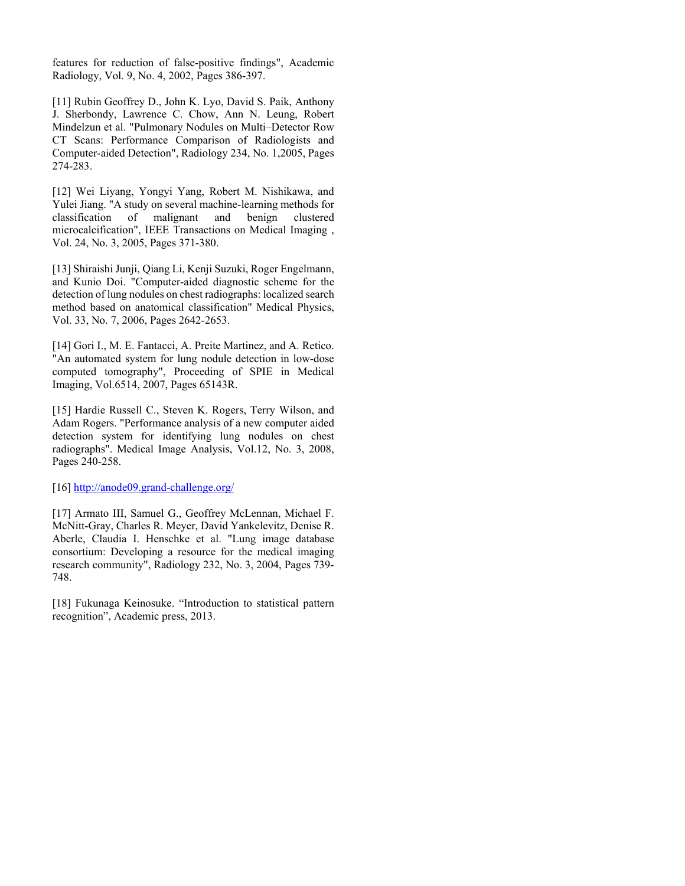features for reduction of false-positive findings", Academic Radiology, Vol. 9, No. 4, 2002, Pages 386-397.

[11] Rubin Geoffrey D., John K. Lyo, David S. Paik, Anthony J. Sherbondy, Lawrence C. Chow, Ann N. Leung, Robert Mindelzun et al. "Pulmonary Nodules on Multi–Detector Row CT Scans: Performance Comparison of Radiologists and Computer-aided Detection", Radiology 234, No. 1,2005, Pages 274-283.

[12] Wei Liyang, Yongyi Yang, Robert M. Nishikawa, and Yulei Jiang. "A study on several machine-learning methods for classification of malignant and benign clustered microcalcification", IEEE Transactions on Medical Imaging , Vol. 24, No. 3, 2005, Pages 371-380.

[13] Shiraishi Junji, Qiang Li, Kenji Suzuki, Roger Engelmann, and Kunio Doi. "Computer-aided diagnostic scheme for the detection of lung nodules on chest radiographs: localized search method based on anatomical classification" Medical Physics, Vol. 33, No. 7, 2006, Pages 2642-2653.

[14] Gori I., M. E. Fantacci, A. Preite Martinez, and A. Retico. "An automated system for lung nodule detection in low-dose computed tomography", Proceeding of SPIE in Medical Imaging, Vol.6514, 2007, Pages 65143R.

[15] Hardie Russell C., Steven K. Rogers, Terry Wilson, and Adam Rogers. "Performance analysis of a new computer aided detection system for identifying lung nodules on chest radiographs". Medical Image Analysis, Vol.12, No. 3, 2008, Pages 240-258.

[16] http://anode09.grand-challenge.org/

[17] Armato III, Samuel G., Geoffrey McLennan, Michael F. McNitt-Gray, Charles R. Meyer, David Yankelevitz, Denise R. Aberle, Claudia I. Henschke et al. "Lung image database consortium: Developing a resource for the medical imaging research community", Radiology 232, No. 3, 2004, Pages 739-748.

[18] Fukunaga Keinosuke. "Introduction to statistical pattern recognition", Academic press, 2013.